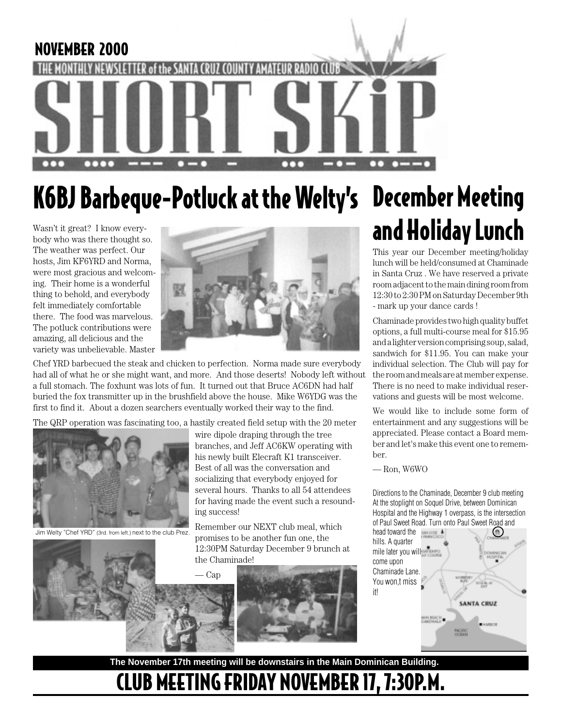NOVEMBER 2000

THE MONTHLY NEWSLETTER of the SANTA CRUZ COUNTY AMATEUR RADIO CLUB

# SHORT SKiP

## K6BJ Barbeque-Potluck at the Welty's

Wasn't it great? I know everybody who was there thought so. The weather was perfect. Our hosts, Jim KF6YRD and Norma, were most gracious and welcoming. Their home is a wonderful thing to behold, and everybody felt immediately comfortable there. The food was marvelous. The potluck contributions were amazing, all delicious and the variety was unbelievable. Master Chef YRD barbecued the steak and chicken to perfection. Norma made sure everybody had all of what he or she might want, and more. And those deserts! Nobody left without a full stomach. The foxhunt was lots of fun. It turned out that Bruce AC6DN had half buried the fox transmitter up in the brushfield above the house. Mike W6YDG was the first to find it. About a dozen searchers eventually worked their way to the find.

The QRP operation was fascinating too, a hastily created field setup with the 20 meter wire dipole draping through the tree branches, and Jeff AC6KW operating with his newly built Elecraft K1 transceiver. Best of all was the conversation and socializing that everybody enjoyed for several hours. Thanks to all 54 attendees for having made the event such a resounding success!

Jim Welty "Chef YRD" (3rd. from left.) next to the club Prez.

Remember our NEXT club meal, which promises to be another fun one, the 12:30PM Saturday December 9 brunch at the Chaminade!

— Cap

## December Meeting and Holiday Lunch

This year our December meeting/holiday lunch will be held/consumed at Chaminade in Santa Cruz . We have reserved a private room adjacent to the main dining room from 12:30 to 2:30 PM on Saturday December 9th - mark up your dance cards !

Chaminade provides two high quality buffet options, a full multi-course meal for $15.95 and a lighter version comprising soup, salad, sandwich for $11.95. You can make your individual selection. The Club will pay for the room and meals are at member expense. There is no need to make individual reservations and guests will be most welcome.

We would like to include some form of entertainment and any suggestions will be appreciated. Please contact a Board member and let's make this event one to remember.

— Ron, W6WO

Directions to the Chaminade, December 9 club meeting
At the stoplight on Soquel Drive, between Dominican Hospital and the Highway 1 overpass, is the intersection of Paul Sweet Road. Turn onto Paul Sweet Road and head toward the hills. A quarter mile later you will come upon Chaminade Lane. You won,t miss it!

**The November 17th meeting will be downstairs in the Main Dominican Building.**

## CLUB MEETING FRIDAY NOVEMBER 17, 7:30P.M.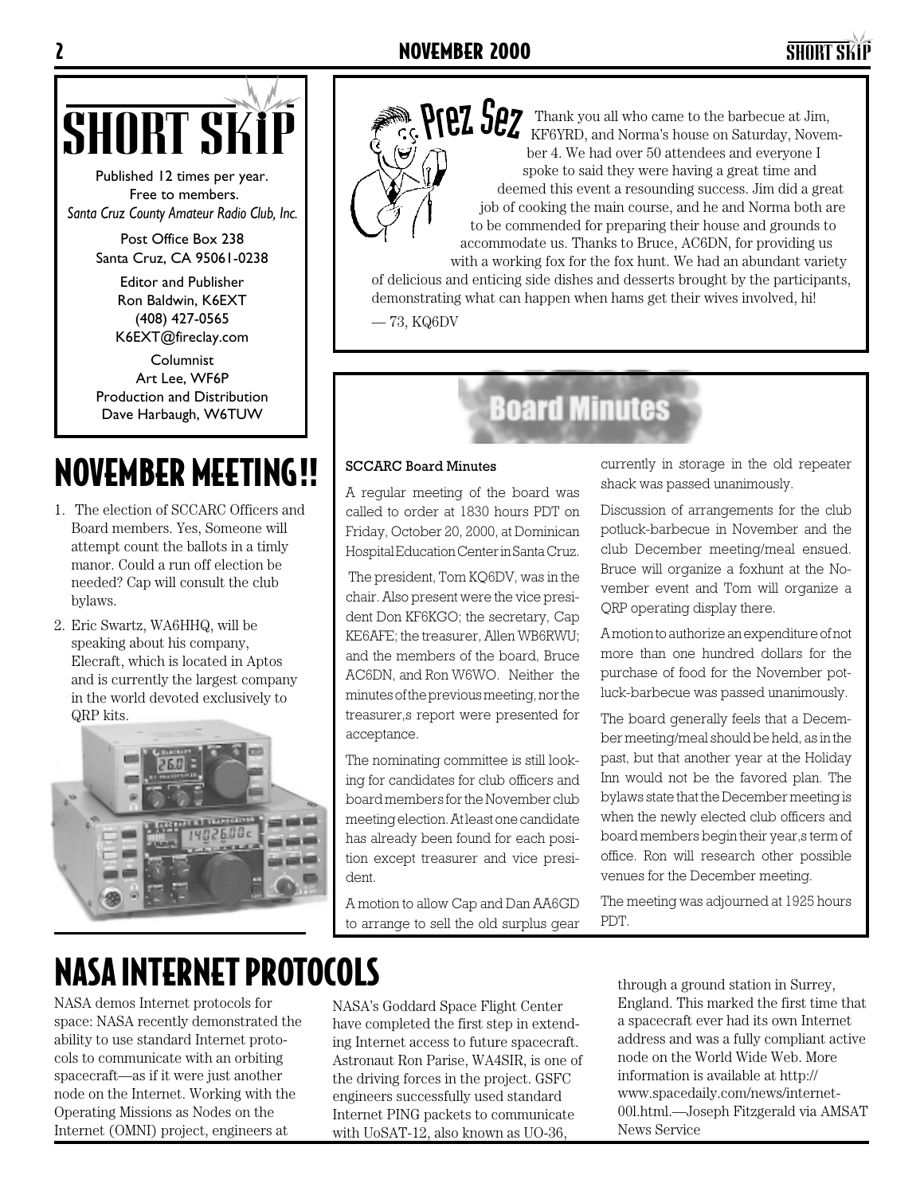# SHORT SKIP

Published 12 times per year.
Free to members.
*Santa Cruz County Amateur Radio Club, Inc.*

Post Office Box 238
Santa Cruz, CA 95061-0238

Editor and Publisher
Ron Baldwin, K6EXT
(408) 427-0565
K6EXT@fireclay.com

Columnist
Art Lee, WF6P
Production and Distribution
Dave Harbaugh, W6TUW

## Prez Sez

Thank you all who came to the barbecue at Jim, KF6YRD, and Norma's house on Saturday, November 4. We had over 50 attendees and everyone I spoke to said they were having a great time and deemed this event a resounding success. Jim did a great job of cooking the main course, and he and Norma both are to be commended for preparing their house and grounds to accommodate us. Thanks to Bruce, AC6DN, for providing us with a working fox for the fox hunt. We had an abundant variety of delicious and enticing side dishes and desserts brought by the participants, demonstrating what can happen when hams get their wives involved, hi!

— 73, KQ6DV

# NOVEMBER MEETING!!

1. The election of SCCARC Officers and Board members. Yes, Someone will attempt count the ballots in a timly manor. Could a run off election be needed? Cap will consult the club bylaws.
2. Eric Swartz, WA6HHQ, will be speaking about his company, Elecraft, which is located in Aptos and is currently the largest company in the world devoted exclusively to QRP kits.

## Board Minutes

**SCCARC Board Minutes**

A regular meeting of the board was called to order at 1830 hours PDT on Friday, October 20, 2000, at Dominican Hospital Education Center in Santa Cruz.

The president, Tom KQ6DV, was in the chair. Also present were the vice president Don KF6KGO; the secretary, Cap KE6AFE; the treasurer, Allen WB6RWU; and the members of the board, Bruce AC6DN, and Ron W6WO. Neither the minutes of the previous meeting, nor the treasurer,s report were presented for acceptance.

The nominating committee is still looking for candidates for club officers and board members for the November club meeting election. At least one candidate has already been found for each position except treasurer and vice president.

A motion to allow Cap and Dan AA6GD to arrange to sell the old surplus gear currently in storage in the old repeater shack was passed unanimously.

Discussion of arrangements for the club potluck-barbecue in November and the club December meeting/meal ensued. Bruce will organize a foxhunt at the November event and Tom will organize a QRP operating display there.

A motion to authorize an expenditure of not more than one hundred dollars for the purchase of food for the November potluck-barbecue was passed unanimously.

The board generally feels that a December meeting/meal should be held, as in the past, but that another year at the Holiday Inn would not be the favored plan. The bylaws state that the December meeting is when the newly elected club officers and board members begin their year,s term of office. Ron will research other possible venues for the December meeting.

The meeting was adjourned at 1925 hours PDT.

# NASA INTERNET PROTOCOLS

NASA demos Internet protocols for space: NASA recently demonstrated the ability to use standard Internet protocols to communicate with an orbiting spacecraft—as if it were just another node on the Internet. Working with the Operating Missions as Nodes on the Internet (OMNI) project, engineers at NASA's Goddard Space Flight Center have completed the first step in extending Internet access to future spacecraft. Astronaut Ron Parise, WA4SIR, is one of the driving forces in the project. GSFC engineers successfully used standard Internet PING packets to communicate with UoSAT-12, also known as UO-36, through a ground station in Surrey, England. This marked the first time that a spacecraft ever had its own Internet address and was a fully compliant active node on the World Wide Web. More information is available at http://www.spacedaily.com/news/internet-00l.html.—Joseph Fitzgerald via AMSAT News Service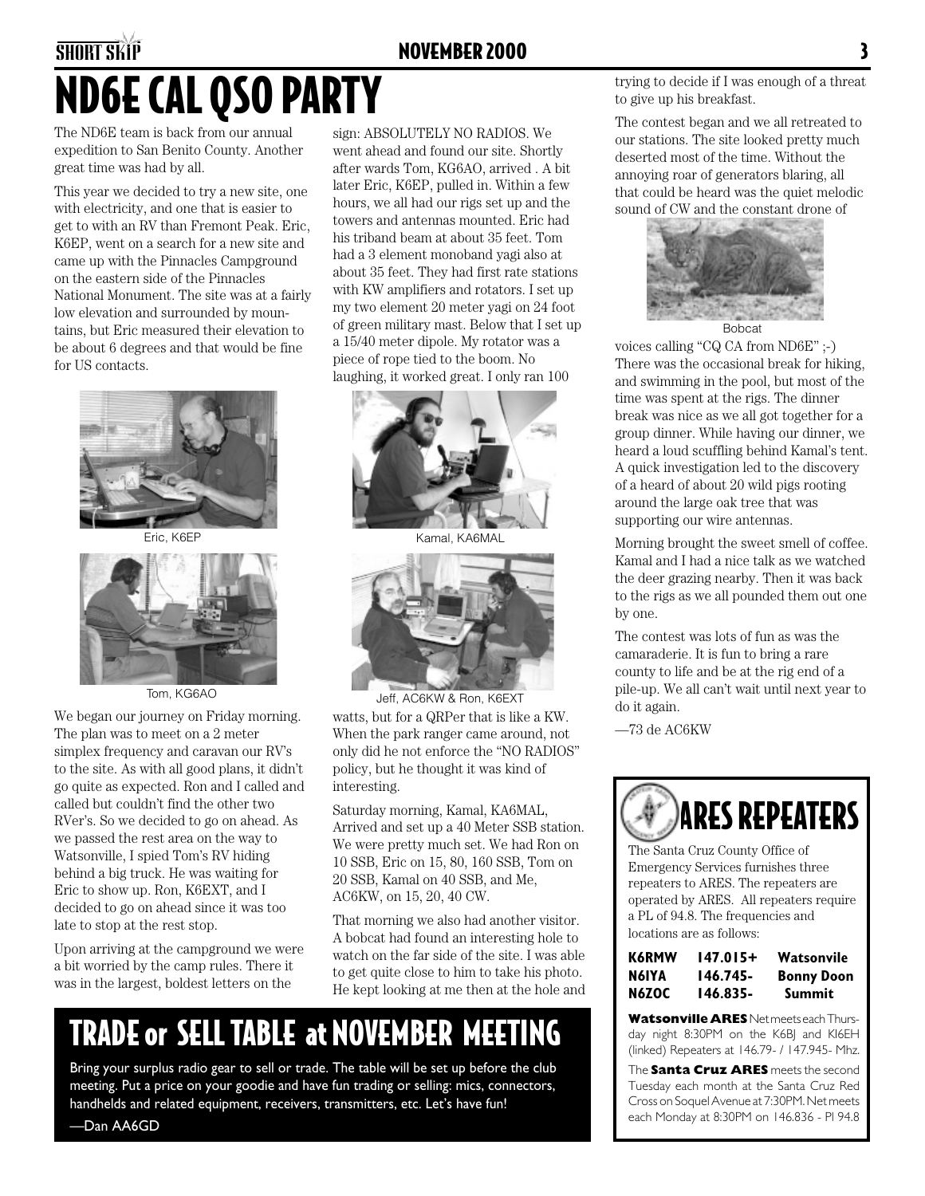# ND6E CAL QSO PARTY

The ND6E team is back from our annual expedition to San Benito County. Another great time was had by all.

This year we decided to try a new site, one with electricity, and one that is easier to get to with an RV than Fremont Peak. Eric, K6EP, went on a search for a new site and came up with the Pinnacles Campground on the eastern side of the Pinnacles National Monument. The site was at a fairly low elevation and surrounded by mountains, but Eric measured their elevation to be about 6 degrees and that would be fine for US contacts.

Eric, K6EP

Tom, KG6AO

We began our journey on Friday morning. The plan was to meet on a 2 meter simplex frequency and caravan our RV's to the site. As with all good plans, it didn't go quite as expected. Ron and I called and called but couldn't find the other two RVer's. So we decided to go on ahead. As we passed the rest area on the way to Watsonville, I spied Tom's RV hiding behind a big truck. He was waiting for Eric to show up. Ron, K6EXT, and I decided to go on ahead since it was too late to stop at the rest stop.

Upon arriving at the campground we were a bit worried by the camp rules. There it was in the largest, boldest letters on the sign: ABSOLUTELY NO RADIOS. We went ahead and found our site. Shortly after wards Tom, KG6AO, arrived . A bit later Eric, K6EP, pulled in. Within a few hours, we all had our rigs set up and the towers and antennas mounted. Eric had his triband beam at about 35 feet. Tom had a 3 element monoband yagi also at about 35 feet. They had first rate stations with KW amplifiers and rotators. I set up my two element 20 meter yagi on 24 foot of green military mast. Below that I set up a 15/40 meter dipole. My rotator was a piece of rope tied to the boom. No laughing, it worked great. I only ran 100

Kamal, KA6MAL

Jeff, AC6KW & Ron, K6EXT

watts, but for a QRPer that is like a KW. When the park ranger came around, not only did he not enforce the "NO RADIOS" policy, but he thought it was kind of interesting.

Saturday morning, Kamal, KA6MAL, Arrived and set up a 40 Meter SSB station. We were pretty much set. We had Ron on 10 SSB, Eric on 15, 80, 160 SSB, Tom on 20 SSB, Kamal on 40 SSB, and Me, AC6KW, on 15, 20, 40 CW.

That morning we also had another visitor. A bobcat had found an interesting hole to watch on the far side of the site. I was able to get quite close to him to take his photo. He kept looking at me then at the hole and trying to decide if I was enough of a threat to give up his breakfast.

The contest began and we all retreated to our stations. The site looked pretty much deserted most of the time. Without the annoying roar of generators blaring, all that could be heard was the quiet melodic sound of CW and the constant drone of voices calling "CQ CA from ND6E" ;-) There was the occasional break for hiking, and swimming in the pool, but most of the time was spent at the rigs. The dinner break was nice as we all got together for a group dinner. While having our dinner, we heard a loud scuffling behind Kamal's tent. A quick investigation led to the discovery of a heard of about 20 wild pigs rooting around the large oak tree that was supporting our wire antennas.

Bobcat

Morning brought the sweet smell of coffee. Kamal and I had a nice talk as we watched the deer grazing nearby. Then it was back to the rigs as we all pounded them out one by one.

The contest was lots of fun as was the camaraderie. It is fun to bring a rare county to life and be at the rig end of a pile-up. We all can't wait until next year to do it again.

—73 de AC6KW

# TRADE or SELL TABLE at NOVEMBER MEETING

Bring your surplus radio gear to sell or trade. The table will be set up before the club meeting. Put a price on your goodie and have fun trading or selling: mics, connectors, handhelds and related equipment, receivers, transmitters, etc. Let's have fun!

—Dan AA6GD

# ARES REPEATERS

The Santa Cruz County Office of Emergency Services furnishes three repeaters to ARES. The repeaters are operated by ARES. All repeaters require a PL of 94.8. The frequencies and locations are as follows:

| | | |
|---|---|---|
| **K6RMW** | **147.015+** | **Watsonvile** |
| **N6IYA** | **146.745-** | **Bonny Doon** |
| **N6ZOC** | **146.835-** | **Summit** |

**Watsonville ARES** Net meets each Thursday night 8:30PM on the K6BJ and KI6EH (linked) Repeaters at 146.79- / 147.945- Mhz.

The **Santa Cruz ARES** meets the second Tuesday each month at the Santa Cruz Red Cross on Soquel Avenue at 7:30PM. Net meets each Monday at 8:30PM on 146.836 - PI 94.8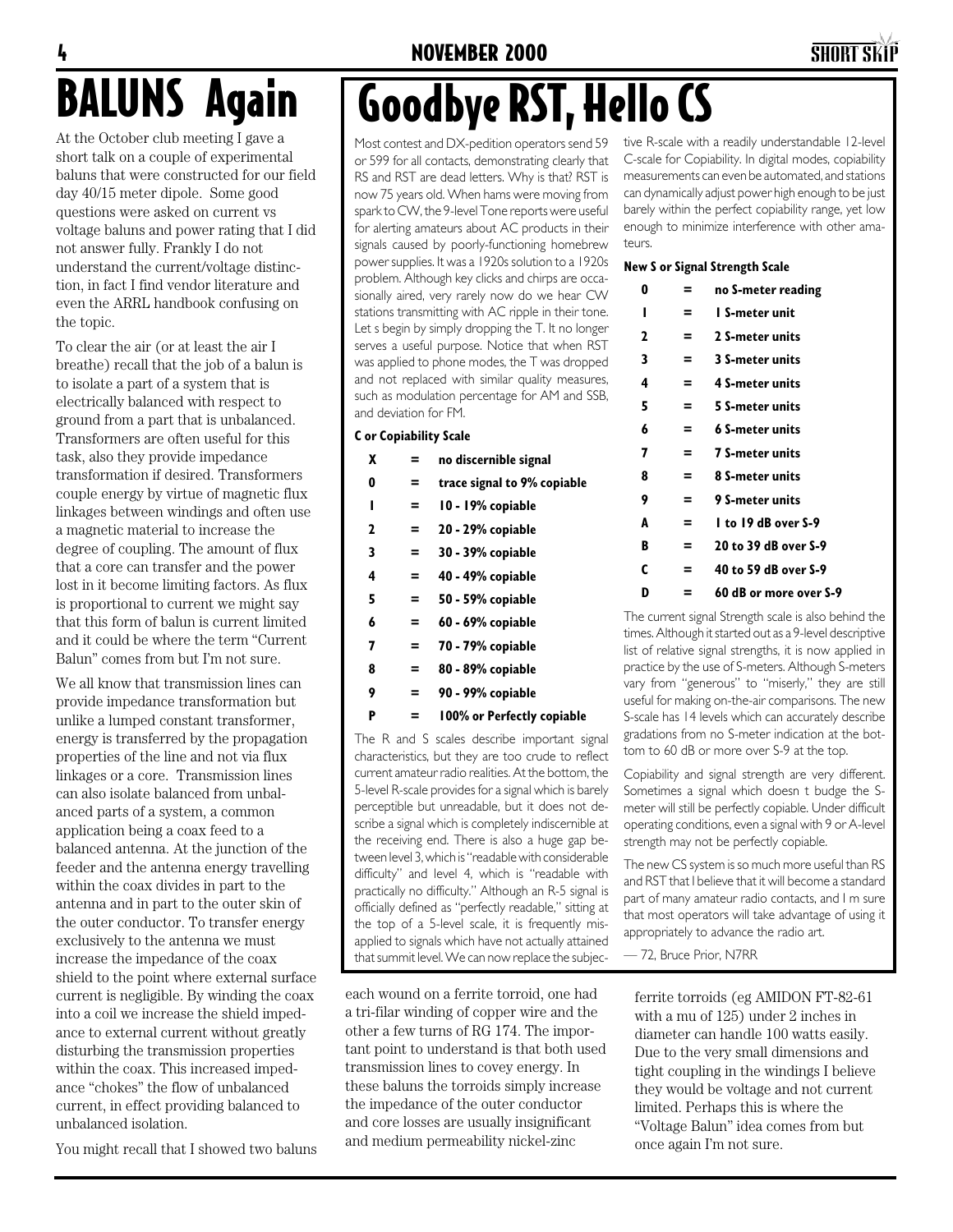# BALUNS Again

At the October club meeting I gave a short talk on a couple of experimental baluns that were constructed for our field day 40/15 meter dipole. Some good questions were asked on current vs voltage baluns and power rating that I did not answer fully. Frankly I do not understand the current/voltage distinction, in fact I find vendor literature and even the ARRL handbook confusing on the topic.

To clear the air (or at least the air I breathe) recall that the job of a balun is to isolate a part of a system that is electrically balanced with respect to ground from a part that is unbalanced. Transformers are often useful for this task, also they provide impedance transformation if desired. Transformers couple energy by virtue of magnetic flux linkages between windings and often use a magnetic material to increase the degree of coupling. The amount of flux that a core can transfer and the power lost in it become limiting factors. As flux is proportional to current we might say that this form of balun is current limited and it could be where the term "Current Balun" comes from but I'm not sure.

We all know that transmission lines can provide impedance transformation but unlike a lumped constant transformer, energy is transferred by the propagation properties of the line and not via flux linkages or a core. Transmission lines can also isolate balanced from unbalanced parts of a system, a common application being a coax feed to a balanced antenna. At the junction of the feeder and the antenna energy travelling within the coax divides in part to the antenna and in part to the outer skin of the outer conductor. To transfer energy exclusively to the antenna we must increase the impedance of the coax shield to the point where external surface current is negligible. By winding the coax into a coil we increase the shield impedance to external current without greatly disturbing the transmission properties within the coax. This increased impedance "chokes" the flow of unbalanced current, in effect providing balanced to unbalanced isolation.

You might recall that I showed two baluns each wound on a ferrite torroid, one had a tri-filar winding of copper wire and the other a few turns of RG 174. The important point to understand is that both used transmission lines to covey energy. In these baluns the torroids simply increase the impedance of the outer conductor and core losses are usually insignificant and medium permeability nickel-zinc ferrite torroids (eg AMIDON FT-82-61 with a mu of 125) under 2 inches in diameter can handle 100 watts easily. Due to the very small dimensions and tight coupling in the windings I believe they would be voltage and not current limited. Perhaps this is where the "Voltage Balun" idea comes from but once again I'm not sure.

# Goodbye RST, Hello CS

Most contest and DX-pedition operators send 59 or 599 for all contacts, demonstrating clearly that RS and RST are dead letters. Why is that? RST is now 75 years old. When hams were moving from spark to CW, the 9-level Tone reports were useful for alerting amateurs about AC products in their signals caused by poorly-functioning homebrew power supplies. It was a 1920s solution to a 1920s problem. Although key clicks and chirps are occasionally aired, very rarely now do we hear CW stations transmitting with AC ripple in their tone. Let s begin by simply dropping the T. It no longer serves a useful purpose. Notice that when RST was applied to phone modes, the T was dropped and not replaced with similar quality measures, such as modulation percentage for AM and SSB, and deviation for FM.

**C or Copiability Scale**

| | | |
|---|---|---|
| **X** | = | **no discernible signal** |
| **0** | = | **trace signal to 9% copiable** |
| **1** | = | **10 - 19% copiable** |
| **2** | = | **20 - 29% copiable** |
| **3** | = | **30 - 39% copiable** |
| **4** | = | **40 - 49% copiable** |
| **5** | = | **50 - 59% copiable** |
| **6** | = | **60 - 69% copiable** |
| **7** | = | **70 - 79% copiable** |
| **8** | = | **80 - 89% copiable** |
| **9** | = | **90 - 99% copiable** |
| **P** | = | **100% or Perfectly copiable** |

The R and S scales describe important signal characteristics, but they are too crude to reflect current amateur radio realities. At the bottom, the 5-level R-scale provides for a signal which is barely perceptible but unreadable, but it does not describe a signal which is completely indiscernible at the receiving end. There is also a huge gap between level 3, which is "readable with considerable difficulty" and level 4, which is "readable with practically no difficulty." Although an R-5 signal is officially defined as "perfectly readable," sitting at the top of a 5-level scale, it is frequently misapplied to signals which have not actually attained that summit level. We can now replace the subjective R-scale with a readily understandable 12-level C-scale for Copiability. In digital modes, copiability measurements can even be automated, and stations can dynamically adjust power high enough to be just barely within the perfect copiability range, yet low enough to minimize interference with other amateurs.

**New S or Signal Strength Scale**

| | | |
|---|---|---|
| **0** | = | **no S-meter reading** |
| **1** | = | **1 S-meter unit** |
| **2** | = | **2 S-meter units** |
| **3** | = | **3 S-meter units** |
| **4** | = | **4 S-meter units** |
| **5** | = | **5 S-meter units** |
| **6** | = | **6 S-meter units** |
| **7** | = | **7 S-meter units** |
| **8** | = | **8 S-meter units** |
| **9** | = | **9 S-meter units** |
| **A** | = | **1 to 19 dB over S-9** |
| **B** | = | **20 to 39 dB over S-9** |
| **C** | = | **40 to 59 dB over S-9** |
| **D** | = | **60 dB or more over S-9** |

The current signal Strength scale is also behind the times. Although it started out as a 9-level descriptive list of relative signal strengths, it is now applied in practice by the use of S-meters. Although S-meters vary from "generous" to "miserly," they are still useful for making on-the-air comparisons. The new S-scale has 14 levels which can accurately describe gradations from no S-meter indication at the bottom to 60 dB or more over S-9 at the top.

Copiability and signal strength are very different. Sometimes a signal which doesn t budge the S-meter will still be perfectly copiable. Under difficult operating conditions, even a signal with 9 or A-level strength may not be perfectly copiable.

The new CS system is so much more useful than RS and RST that I believe that it will become a standard part of many amateur radio contacts, and I m sure that most operators will take advantage of using it appropriately to advance the radio art.

— 72, Bruce Prior, N7RR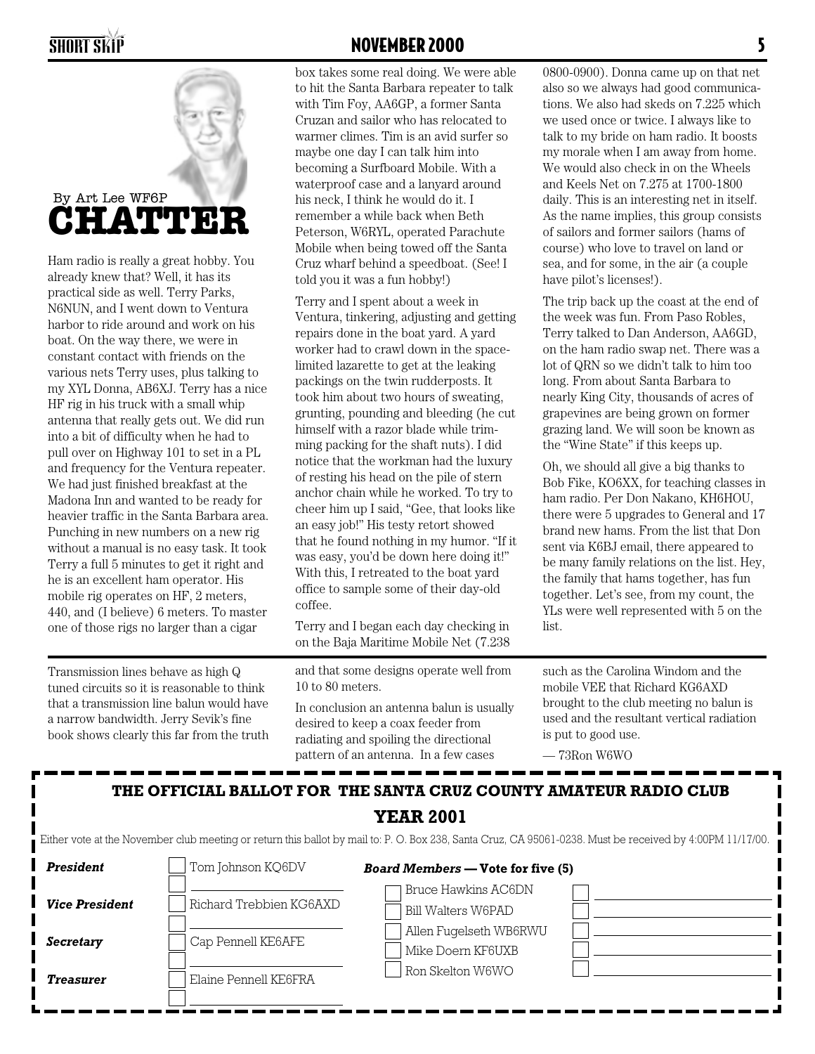By Art Lee WF6P

# CHATTER

Ham radio is really a great hobby. You already knew that? Well, it has its practical side as well. Terry Parks, N6NUN, and I went down to Ventura harbor to ride around and work on his boat. On the way there, we were in constant contact with friends on the various nets Terry uses, plus talking to my XYL Donna, AB6XJ. Terry has a nice HF rig in his truck with a small whip antenna that really gets out. We did run into a bit of difficulty when he had to pull over on Highway 101 to set in a PL and frequency for the Ventura repeater. We had just finished breakfast at the Madona Inn and wanted to be ready for heavier traffic in the Santa Barbara area. Punching in new numbers on a new rig without a manual is no easy task. It took Terry a full 5 minutes to get it right and he is an excellent ham operator. His mobile rig operates on HF, 2 meters, 440, and (I believe) 6 meters. To master one of those rigs no larger than a cigar box takes some real doing. We were able to hit the Santa Barbara repeater to talk with Tim Foy, AA6GP, a former Santa Cruzan and sailor who has relocated to warmer climes. Tim is an avid surfer so maybe one day I can talk him into becoming a Surfboard Mobile. With a waterproof case and a lanyard around his neck, I think he would do it. I remember a while back when Beth Peterson, W6RYL, operated Parachute Mobile when being towed off the Santa Cruz wharf behind a speedboat. (See! I told you it was a fun hobby!)

Terry and I spent about a week in Ventura, tinkering, adjusting and getting repairs done in the boat yard. A yard worker had to crawl down in the space-limited lazarette to get at the leaking packings on the twin rudderposts. It took him about two hours of sweating, grunting, pounding and bleeding (he cut himself with a razor blade while trimming packing for the shaft nuts). I did notice that the workman had the luxury of resting his head on the pile of stern anchor chain while he worked. To try to cheer him up I said, "Gee, that looks like an easy job!" His testy retort showed that he found nothing in my humor. "If it was easy, you'd be down here doing it!" With this, I retreated to the boat yard office to sample some of their day-old coffee.

Terry and I began each day checking in on the Baja Maritime Mobile Net (7.238 0800-0900). Donna came up on that net also so we always had good communications. We also had skeds on 7.225 which we used once or twice. I always like to talk to my bride on ham radio. It boosts my morale when I am away from home. We would also check in on the Wheels and Keels Net on 7.275 at 1700-1800 daily. This is an interesting net in itself. As the name implies, this group consists of sailors and former sailors (hams of course) who love to travel on land or sea, and for some, in the air (a couple have pilot's licenses!).

The trip back up the coast at the end of the week was fun. From Paso Robles, Terry talked to Dan Anderson, AA6GD, on the ham radio swap net. There was a lot of QRN so we didn't talk to him too long. From about Santa Barbara to nearly King City, thousands of acres of grapevines are being grown on former grazing land. We will soon be known as the "Wine State" if this keeps up.

Oh, we should all give a big thanks to Bob Fike, KO6XX, for teaching classes in ham radio. Per Don Nakano, KH6HOU, there were 5 upgrades to General and 17 brand new hams. From the list that Don sent via K6BJ email, there appeared to be many family relations on the list. Hey, the family that hams together, has fun together. Let's see, from my count, the YLs were well represented with 5 on the list.

---

Transmission lines behave as high Q tuned circuits so it is reasonable to think that a transmission line balun would have a narrow bandwidth. Jerry Sevik's fine book shows clearly this far from the truth and that some designs operate well from 10 to 80 meters.

In conclusion an antenna balun is usually desired to keep a coax feeder from radiating and spoiling the directional pattern of an antenna. In a few cases such as the Carolina Windom and the mobile VEE that Richard KG6AXD brought to the club meeting no balun is used and the resultant vertical radiation is put to good use.

— 73Ron W6WO

---

## THE OFFICIAL BALLOT FOR THE SANTA CRUZ COUNTY AMATEUR RADIO CLUB YEAR 2001

Either vote at the November club meeting or return this ballot by mail to: P. O. Box 238, Santa Cruz, CA 95061-0238. Must be received by 4:00PM 11/17/00.

***President***
- ☐ Tom Johnson KQ6DV
- ☐ ____________

***Vice President***
- ☐ Richard Trebbien KG6AXD
- ☐ ____________

***Secretary***
- ☐ Cap Pennell KE6AFE
- ☐ ____________

***Treasurer***
- ☐ Elaine Pennell KE6FRA
- ☐ ____________

***Board Members* — Vote for five (5)**
- ☐ Bruce Hawkins AC6DN
- ☐ Bill Walters W6PAD
- ☐ Allen Fugelseth WB6RWU
- ☐ Mike Doern KF6UXB
- ☐ Ron Skelton W6WO
- ☐ ____________
- ☐ ____________
- ☐ ____________
- ☐ ____________
- ☐ ____________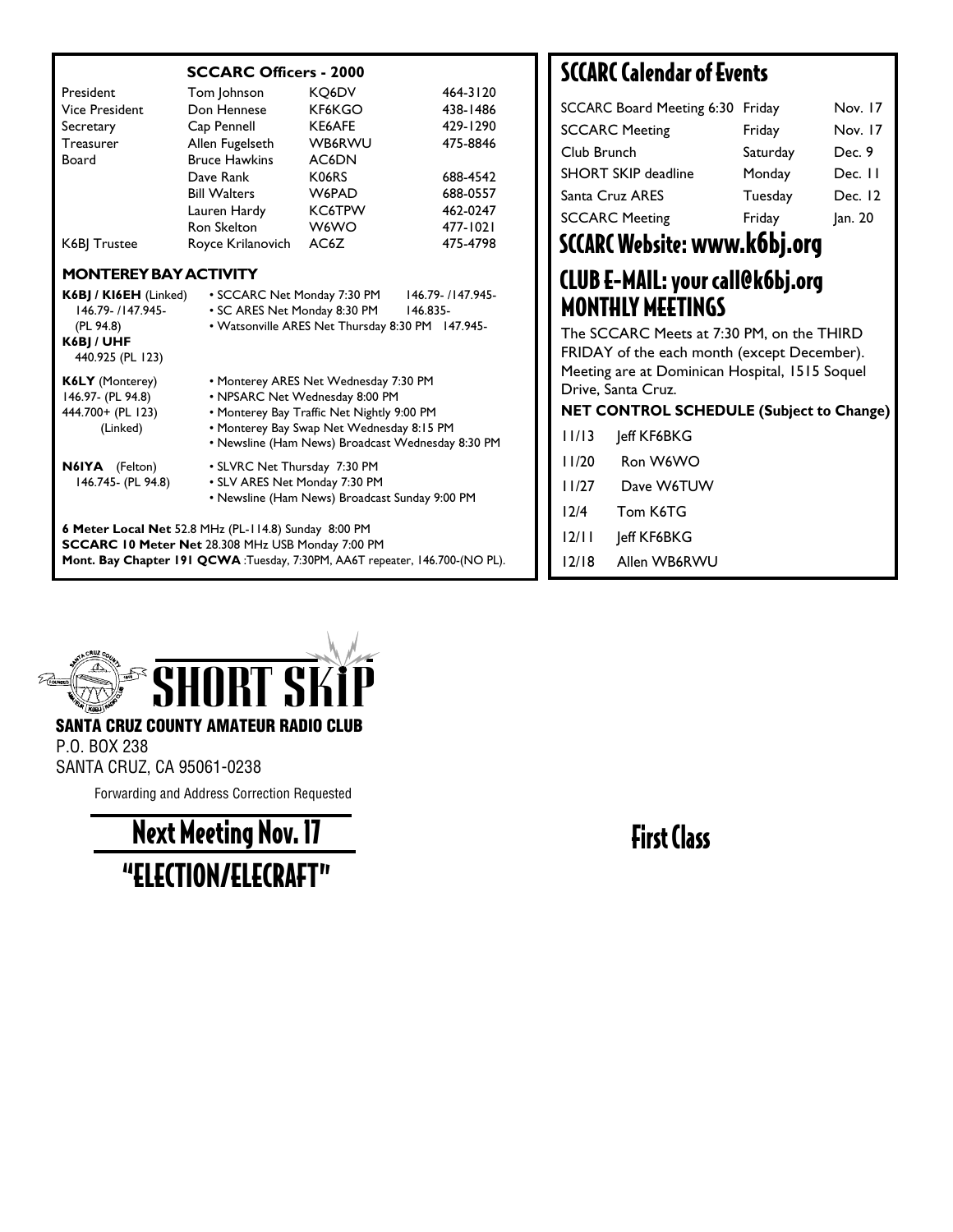## SCCARC Officers - 2000

| | | | |
|---|---|---|---|
| President | Tom Johnson | KQ6DV | 464-3120 |
| Vice President | Don Hennese | KF6KGO | 438-1486 |
| Secretary | Cap Pennell | KE6AFE | 429-1290 |
| Treasurer | Allen Fugelseth | WB6RWU | 475-8846 |
| Board | Bruce Hawkins | AC6DN | |
| | Dave Rank | K06RS | 688-4542 |
| | Bill Walters | W6PAD | 688-0557 |
| | Lauren Hardy | KC6TPW | 462-0247 |
| | Ron Skelton | W6WO | 477-1021 |
| K6BJ Trustee | Royce Krilanovich | AC6Z | 475-4798 |

### MONTEREY BAY ACTIVITY

**K6BJ / KI6EH** (Linked)
146.79- /147.945-
(PL 94.8)
**K6BJ / UHF**
440.925 (PL 123)

- SCCARC Net Monday 7:30 PM 146.79- /147.945-
- SC ARES Net Monday 8:30 PM 146.835-
- Watsonville ARES Net Thursday 8:30 PM 147.945-

**K6LY** (Monterey)
146.97- (PL 94.8)
444.700+ (PL 123)
(Linked)

- Monterey ARES Net Wednesday 7:30 PM
- NPSARC Net Wednesday 8:00 PM
- Monterey Bay Traffic Net Nightly 9:00 PM
- Monterey Bay Swap Net Wednesday 8:15 PM
- Newsline (Ham News) Broadcast Wednesday 8:30 PM

**N6IYA** (Felton)
146.745- (PL 94.8)

- SLVRC Net Thursday 7:30 PM
- SLV ARES Net Monday 7:30 PM
- Newsline (Ham News) Broadcast Sunday 9:00 PM

**6 Meter Local Net** 52.8 MHz (PL-114.8) Sunday 8:00 PM
**SCCARC 10 Meter Net** 28.308 MHz USB Monday 7:00 PM
**Mont. Bay Chapter 191 QCWA** :Tuesday, 7:30PM, AA6T repeater, 146.700-(NO PL).

## SCCARC Calendar of Events

| | | |
|---|---|---|
| SCCARC Board Meeting 6:30 | Friday | Nov. 17 |
| SCCARC Meeting | Friday | Nov. 17 |
| Club Brunch | Saturday | Dec. 9 |
| SHORT SKIP deadline | Monday | Dec. 11 |
| Santa Cruz ARES | Tuesday | Dec. 12 |
| SCCARC Meeting | Friday | Jan. 20 |

## SCCARC Website: www.k6bj.org

## CLUB E-MAIL: your call@k6bj.org

## MONTHLY MEETINGS

The SCCARC Meets at 7:30 PM, on the THIRD FRIDAY of the each month (except December). Meeting are at Dominican Hospital, 1515 Soquel Drive, Santa Cruz.

**NET CONTROL SCHEDULE (Subject to Change)**

| | |
|---|---|
| 11/13 | Jeff KF6BKG |
| 11/20 | Ron W6WO |
| 11/27 | Dave W6TUW |
| 12/4 | Tom K6TG |
| 12/11 | Jeff KF6BKG |
| 12/18 | Allen WB6RWU |

# SHORT SKIP

**SANTA CRUZ COUNTY AMATEUR RADIO CLUB**
P.O. BOX 238
SANTA CRUZ, CA 95061-0238

Forwarding and Address Correction Requested

## Next Meeting Nov. 17

## "ELECTION/ELECRAFT"

**First Class**